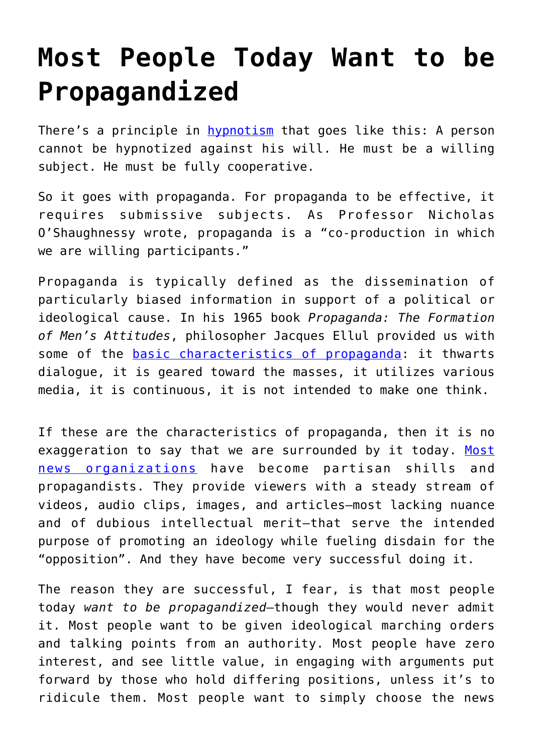# Most People Today Want to be Propagandized

There's a principle in hypnotism that goes like this: A person cannot be hypnotized against his will. He must be a willing subject. He must be fully cooperative.

So it goes with propaganda. For propaganda to be effective, it requires submissive subjects. As Professor Nicholas O'Shaughnessy wrote, propaganda is a "co-production in which we are willing participants."

Propaganda is typically defined as the dissemination of particularly biased information in support of a political or ideological cause. In his 1965 book *Propaganda: The Formation of Men's Attitudes*, philosopher Jacques Ellul provided us with some of the basic characteristics of propaganda: it thwarts dialogue, it is geared toward the masses, it utilizes various media, it is continuous, it is not intended to make one think.

If these are the characteristics of propaganda, then it is no exaggeration to say that we are surrounded by it today. Most news organizations have become partisan shills and propagandists. They provide viewers with a steady stream of videos, audio clips, images, and articles—most lacking nuance and of dubious intellectual merit—that serve the intended purpose of promoting an ideology while fueling disdain for the "opposition". And they have become very successful doing it.

The reason they are successful, I fear, is that most people today *want to be propagandized*—though they would never admit it. Most people want to be given ideological marching orders and talking points from an authority. Most people have zero interest, and see little value, in engaging with arguments put forward by those who hold differing positions, unless it's to ridicule them. Most people want to simply choose the news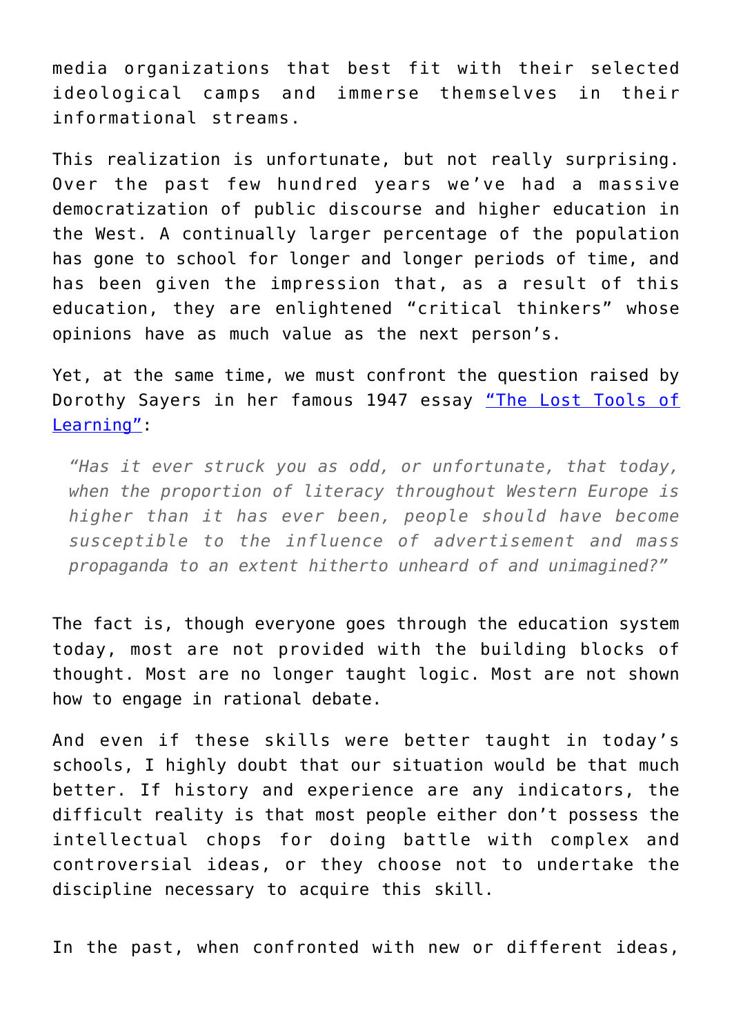media organizations that best fit with their selected ideological camps and immerse themselves in their informational streams.

This realization is unfortunate, but not really surprising. Over the past few hundred years we've had a massive democratization of public discourse and higher education in the West. A continually larger percentage of the population has gone to school for longer and longer periods of time, and has been given the impression that, as a result of this education, they are enlightened "critical thinkers" whose opinions have as much value as the next person's.

Yet, at the same time, we must confront the question raised by Dorothy Sayers in her famous 1947 essay ["The Lost Tools of Learning"]:

> *"Has it ever struck you as odd, or unfortunate, that today, when the proportion of literacy throughout Western Europe is higher than it has ever been, people should have become susceptible to the influence of advertisement and mass propaganda to an extent hitherto unheard of and unimagined?"*

The fact is, though everyone goes through the education system today, most are not provided with the building blocks of thought. Most are no longer taught logic. Most are not shown how to engage in rational debate.

And even if these skills were better taught in today's schools, I highly doubt that our situation would be that much better. If history and experience are any indicators, the difficult reality is that most people either don't possess the intellectual chops for doing battle with complex and controversial ideas, or they choose not to undertake the discipline necessary to acquire this skill.

In the past, when confronted with new or different ideas,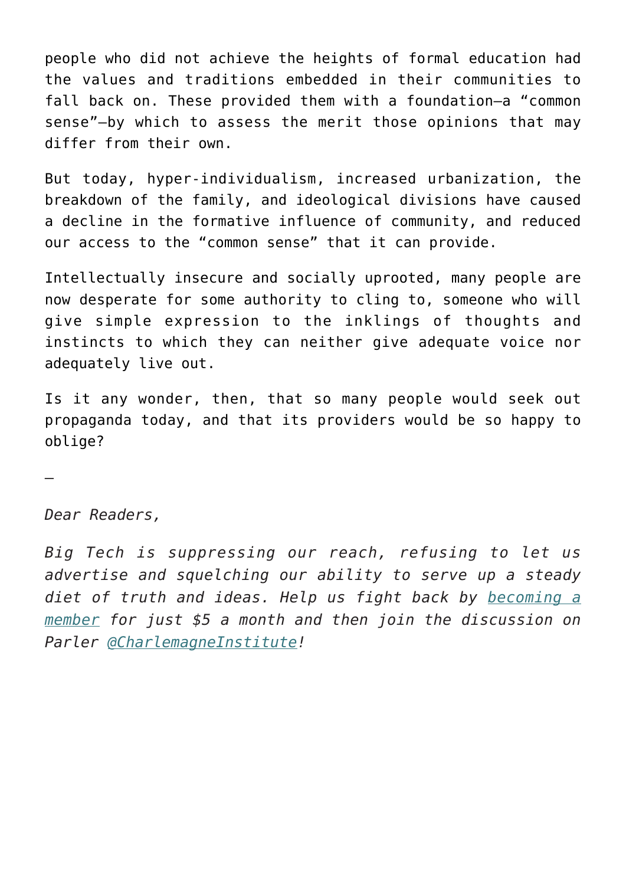people who did not achieve the heights of formal education had the values and traditions embedded in their communities to fall back on. These provided them with a foundation—a "common sense"—by which to assess the merit those opinions that may differ from their own.

But today, hyper-individualism, increased urbanization, the breakdown of the family, and ideological divisions have caused a decline in the formative influence of community, and reduced our access to the "common sense" that it can provide.

Intellectually insecure and socially uprooted, many people are now desperate for some authority to cling to, someone who will give simple expression to the inklings of thoughts and instincts to which they can neither give adequate voice nor adequately live out.

Is it any wonder, then, that so many people would seek out propaganda today, and that its providers would be so happy to oblige?

—

*Dear Readers,*

*Big Tech is suppressing our reach, refusing to let us advertise and squelching our ability to serve up a steady diet of truth and ideas. Help us fight back by becoming a member for just $5 a month and then join the discussion on Parler @CharlemagneInstitute!*